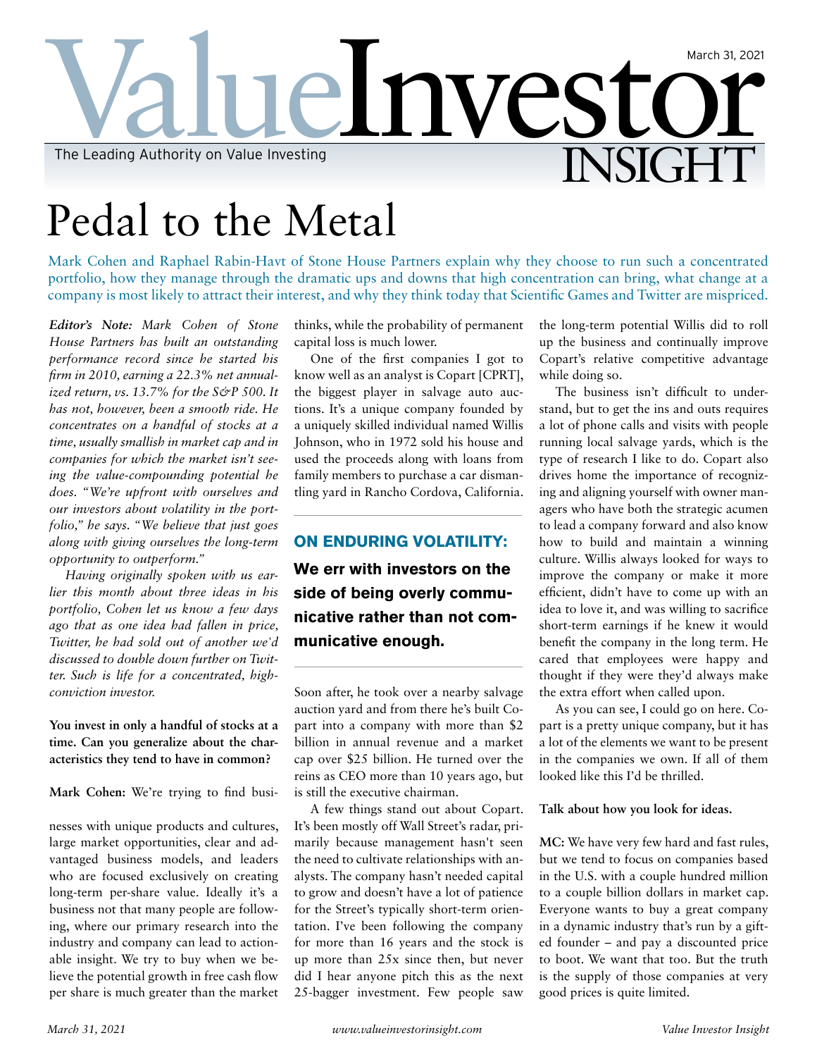# Pedal to the Metal

Mark Cohen and Raphael Rabin-Havt of Stone House Partners explain why they choose to run such a concentrated portfolio, how they manage through the dramatic ups and downs that high concentration can bring, what change at a company is most likely to attract their interest, and why they think today that Scientific Games and Twitter are mispriced.

***Editor's Note:*** *Mark Cohen of Stone House Partners has built an outstanding performance record since he started his firm in 2010, earning a 22.3% net annualized return, vs. 13.7% for the S&P 500. It has not, however, been a smooth ride. He concentrates on a handful of stocks at a time, usually smallish in market cap and in companies for which the market isn't seeing the value-compounding potential he does. "We're upfront with ourselves and our investors about volatility in the portfolio," he says. "We believe that just goes along with giving ourselves the long-term opportunity to outperform."*

*Having originally spoken with us earlier this month about three ideas in his portfolio, Cohen let us know a few days ago that as one idea had fallen in price, Twitter, he had sold out of another we'd discussed to double down further on Twitter. Such is life for a concentrated, high-conviction investor.*

**You invest in only a handful of stocks at a time. Can you generalize about the characteristics they tend to have in common?**

**Mark Cohen:** We're trying to find businesses with unique products and cultures, large market opportunities, clear and advantaged business models, and leaders who are focused exclusively on creating long-term per-share value. Ideally it's a business not that many people are following, where our primary research into the industry and company can lead to actionable insight. We try to buy when we believe the potential growth in free cash flow per share is much greater than the market thinks, while the probability of permanent capital loss is much lower.

One of the first companies I got to know well as an analyst is Copart [CPRT], the biggest player in salvage auto auctions. It's a unique company founded by a uniquely skilled individual named Willis Johnson, who in 1972 sold his house and used the proceeds along with loans from family members to purchase a car dismantling yard in Rancho Cordova, California. Soon after, he took over a nearby salvage auction yard and from there he's built Copart into a company with more than $2 billion in annual revenue and a market cap over $25 billion. He turned over the reins as CEO more than 10 years ago, but is still the executive chairman.

A few things stand out about Copart. It's been mostly off Wall Street's radar, primarily because management hasn't seen the need to cultivate relationships with analysts. The company hasn't needed capital to grow and doesn't have a lot of patience for the Street's typically short-term orientation. I've been following the company for more than 16 years and the stock is up more than 25x since then, but never did I hear anyone pitch this as the next 25-bagger investment. Few people saw the long-term potential Willis did to roll up the business and continually improve Copart's relative competitive advantage while doing so.

> **ON ENDURING VOLATILITY:**
>
> **We err with investors on the side of being overly communicative rather than not communicative enough.**

The business isn't difficult to understand, but to get the ins and outs requires a lot of phone calls and visits with people running local salvage yards, which is the type of research I like to do. Copart also drives home the importance of recognizing and aligning yourself with owner managers who have both the strategic acumen to lead a company forward and also know how to build and maintain a winning culture. Willis always looked for ways to improve the company or make it more efficient, didn't have to come up with an idea to love it, and was willing to sacrifice short-term earnings if he knew it would benefit the company in the long term. He cared that employees were happy and thought if they were they'd always make the extra effort when called upon.

As you can see, I could go on here. Copart is a pretty unique company, but it has a lot of the elements we want to be present in the companies we own. If all of them looked like this I'd be thrilled.

**Talk about how you look for ideas.**

**MC:** We have very few hard and fast rules, but we tend to focus on companies based in the U.S. with a couple hundred million to a couple billion dollars in market cap. Everyone wants to buy a great company in a dynamic industry that's run by a gifted founder – and pay a discounted price to boot. We want that too. But the truth is the supply of those companies at very good prices is quite limited.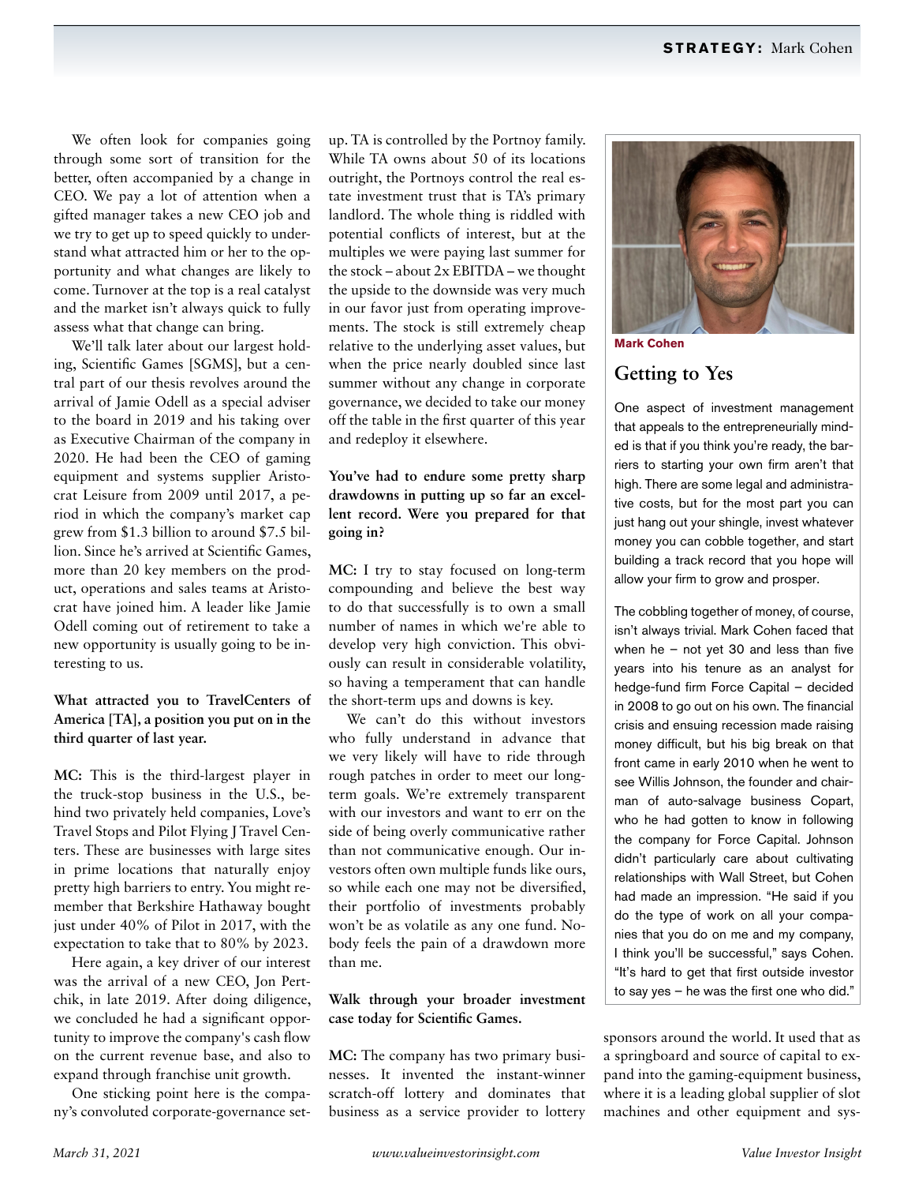We often look for companies going through some sort of transition for the better, often accompanied by a change in CEO. We pay a lot of attention when a gifted manager takes a new CEO job and we try to get up to speed quickly to understand what attracted him or her to the opportunity and what changes are likely to come. Turnover at the top is a real catalyst and the market isn't always quick to fully assess what that change can bring.

We'll talk later about our largest holding, Scientific Games [SGMS], but a central part of our thesis revolves around the arrival of Jamie Odell as a special adviser to the board in 2019 and his taking over as Executive Chairman of the company in 2020. He had been the CEO of gaming equipment and systems supplier Aristocrat Leisure from 2009 until 2017, a period in which the company's market cap grew from $1.3 billion to around $7.5 billion. Since he's arrived at Scientific Games, more than 20 key members on the product, operations and sales teams at Aristocrat have joined him. A leader like Jamie Odell coming out of retirement to take a new opportunity is usually going to be interesting to us.

**What attracted you to TravelCenters of America [TA], a position you put on in the third quarter of last year.**

**MC:** This is the third-largest player in the truck-stop business in the U.S., behind two privately held companies, Love's Travel Stops and Pilot Flying J Travel Centers. These are businesses with large sites in prime locations that naturally enjoy pretty high barriers to entry. You might remember that Berkshire Hathaway bought just under 40% of Pilot in 2017, with the expectation to take that to 80% by 2023.

Here again, a key driver of our interest was the arrival of a new CEO, Jon Pertchik, in late 2019. After doing diligence, we concluded he had a significant opportunity to improve the company's cash flow on the current revenue base, and also to expand through franchise unit growth.

One sticking point here is the company's convoluted corporate-governance setup. TA is controlled by the Portnoy family. While TA owns about 50 of its locations outright, the Portnoys control the real estate investment trust that is TA's primary landlord. The whole thing is riddled with potential conflicts of interest, but at the multiples we were paying last summer for the stock – about 2x EBITDA – we thought the upside to the downside was very much in our favor just from operating improvements. The stock is still extremely cheap relative to the underlying asset values, but when the price nearly doubled since last summer without any change in corporate governance, we decided to take our money off the table in the first quarter of this year and redeploy it elsewhere.

**You've had to endure some pretty sharp drawdowns in putting up so far an excellent record. Were you prepared for that going in?**

**MC:** I try to stay focused on long-term compounding and believe the best way to do that successfully is to own a small number of names in which we're able to develop very high conviction. This obviously can result in considerable volatility, so having a temperament that can handle the short-term ups and downs is key.

We can't do this without investors who fully understand in advance that we very likely will have to ride through rough patches in order to meet our long-term goals. We're extremely transparent with our investors and want to err on the side of being overly communicative rather than not communicative enough. Our investors often own multiple funds like ours, so while each one may not be diversified, their portfolio of investments probably won't be as volatile as any one fund. Nobody feels the pain of a drawdown more than me.

**Walk through your broader investment case today for Scientific Games.**

**MC:** The company has two primary businesses. It invented the instant-winner scratch-off lottery and dominates that business as a service provider to lottery sponsors around the world. It used that as a springboard and source of capital to expand into the gaming-equipment business, where it is a leading global supplier of slot machines and other equipment and sys-

---

Mark Cohen

## Getting to Yes

One aspect of investment management that appeals to the entrepreneurially minded is that if you think you're ready, the barriers to starting your own firm aren't that high. There are some legal and administrative costs, but for the most part you can just hang out your shingle, invest whatever money you can cobble together, and start building a track record that you hope will allow your firm to grow and prosper.

The cobbling together of money, of course, isn't always trivial. Mark Cohen faced that when he – not yet 30 and less than five years into his tenure as an analyst for hedge-fund firm Force Capital – decided in 2008 to go out on his own. The financial crisis and ensuing recession made raising money difficult, but his big break on that front came in early 2010 when he went to see Willis Johnson, the founder and chairman of auto-salvage business Copart, who he had gotten to know in following the company for Force Capital. Johnson didn't particularly care about cultivating relationships with Wall Street, but Cohen had made an impression. "He said if you do the type of work on all your companies that you do on me and my company, I think you'll be successful," says Cohen. "It's hard to get that first outside investor to say yes – he was the first one who did."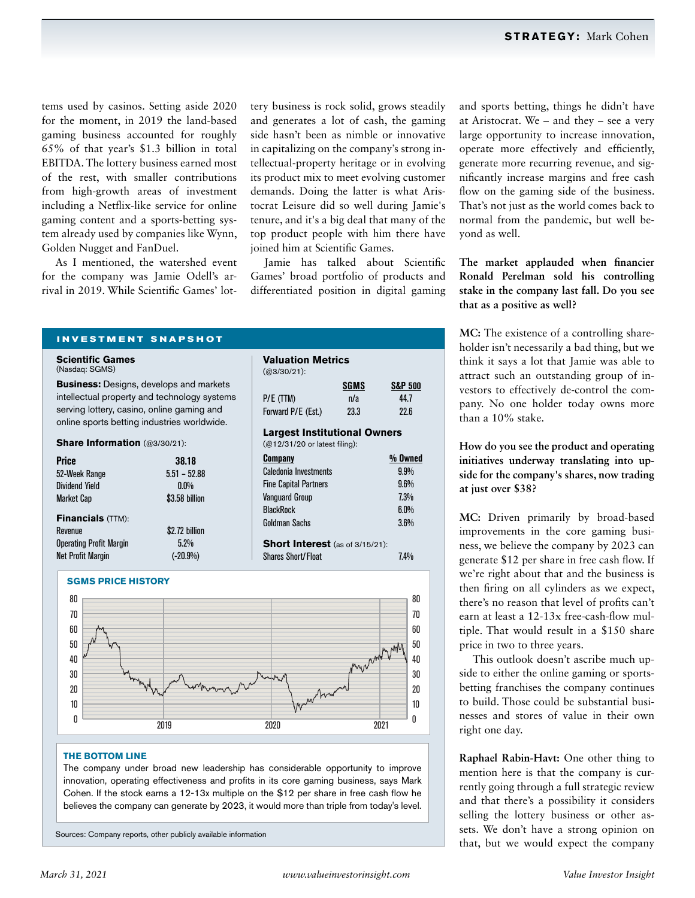tems used by casinos. Setting aside 2020 for the moment, in 2019 the land-based gaming business accounted for roughly 65% of that year's $1.3 billion in total EBITDA. The lottery business earned most of the rest, with smaller contributions from high-growth areas of investment including a Netflix-like service for online gaming content and a sports-betting system already used by companies like Wynn, Golden Nugget and FanDuel.

As I mentioned, the watershed event for the company was Jamie Odell's arrival in 2019. While Scientific Games' lottery business is rock solid, grows steadily and generates a lot of cash, the gaming side hasn't been as nimble or innovative in capitalizing on the company's strong intellectual-property heritage or in evolving its product mix to meet evolving customer demands. Doing the latter is what Aristocrat Leisure did so well during Jamie's tenure, and it's a big deal that many of the top product people with him there have joined him at Scientific Games.

Jamie has talked about Scientific Games' broad portfolio of products and differentiated position in digital gaming and sports betting, things he didn't have at Aristocrat. We – and they – see a very large opportunity to increase innovation, operate more effectively and efficiently, generate more recurring revenue, and significantly increase margins and free cash flow on the gaming side of the business. That's not just as the world comes back to normal from the pandemic, but well beyond as well.

**The market applauded when financier Ronald Perelman sold his controlling stake in the company last fall. Do you see that as a positive as well?**

**MC:** The existence of a controlling shareholder isn't necessarily a bad thing, but we think it says a lot that Jamie was able to attract such an outstanding group of investors to effectively de-control the company. No one holder today owns more than a 10% stake.

**How do you see the product and operating initiatives underway translating into upside for the company's shares, now trading at just over $38?**

**MC:** Driven primarily by broad-based improvements in the core gaming business, we believe the company by 2023 can generate $12 per share in free cash flow. If we're right about that and the business is then firing on all cylinders as we expect, there's no reason that level of profits can't earn at least a 12-13x free-cash-flow multiple. That would result in a $150 share price in two to three years.

This outlook doesn't ascribe much upside to either the online gaming or sports-betting franchises the company continues to build. Those could be substantial businesses and stores of value in their own right one day.

**Raphael Rabin-Havt:** One other thing to mention here is that the company is currently going through a full strategic review and that there's a possibility it considers selling the lottery business or other assets. We don't have a strong opinion on that, but we would expect the company

## INVESTMENT SNAPSHOT

**Scientific Games**
(Nasdaq: SGMS)

**Business:** Designs, develops and markets intellectual property and technology systems serving lottery, casino, online gaming and online sports betting industries worldwide.

**Share Information** (@3/30/21):

| Price | 38.18 |
|---|---|
| 52-Week Range | 5.51 – 52.88 |
| Dividend Yield | 0.0% |
| Market Cap | $3.58 billion |

**Financials** (TTM):

| Revenue | $2.72 billion |
|---|---|
| Operating Profit Margin | 5.2% |
| Net Profit Margin | (-20.9%) |

**Valuation Metrics**
(@3/30/21):

| | SGMS | S&P 500 |
|---|---|---|
| P/E (TTM) | n/a | 44.7 |
| Forward P/E (Est.) | 23.3 | 22.6 |

**Largest Institutional Owners**
(@12/31/20 or latest filing):

| Company | % Owned |
|---|---|
| Caledonia Investments | 9.9% |
| Fine Capital Partners | 9.6% |
| Vanguard Group | 7.3% |
| BlackRock | 6.0% |
| Goldman Sachs | 3.6% |

**Short Interest** (as of 3/15/21):

| Shares Short/Float | 7.4% |
|---|---|

**SGMS PRICE HISTORY**

**THE BOTTOM LINE**

The company under broad new leadership has considerable opportunity to improve innovation, operating effectiveness and profits in its core gaming business, says Mark Cohen. If the stock earns a 12-13x multiple on the $12 per share in free cash flow he believes the company can generate by 2023, it would more than triple from today's level.

Sources: Company reports, other publicly available information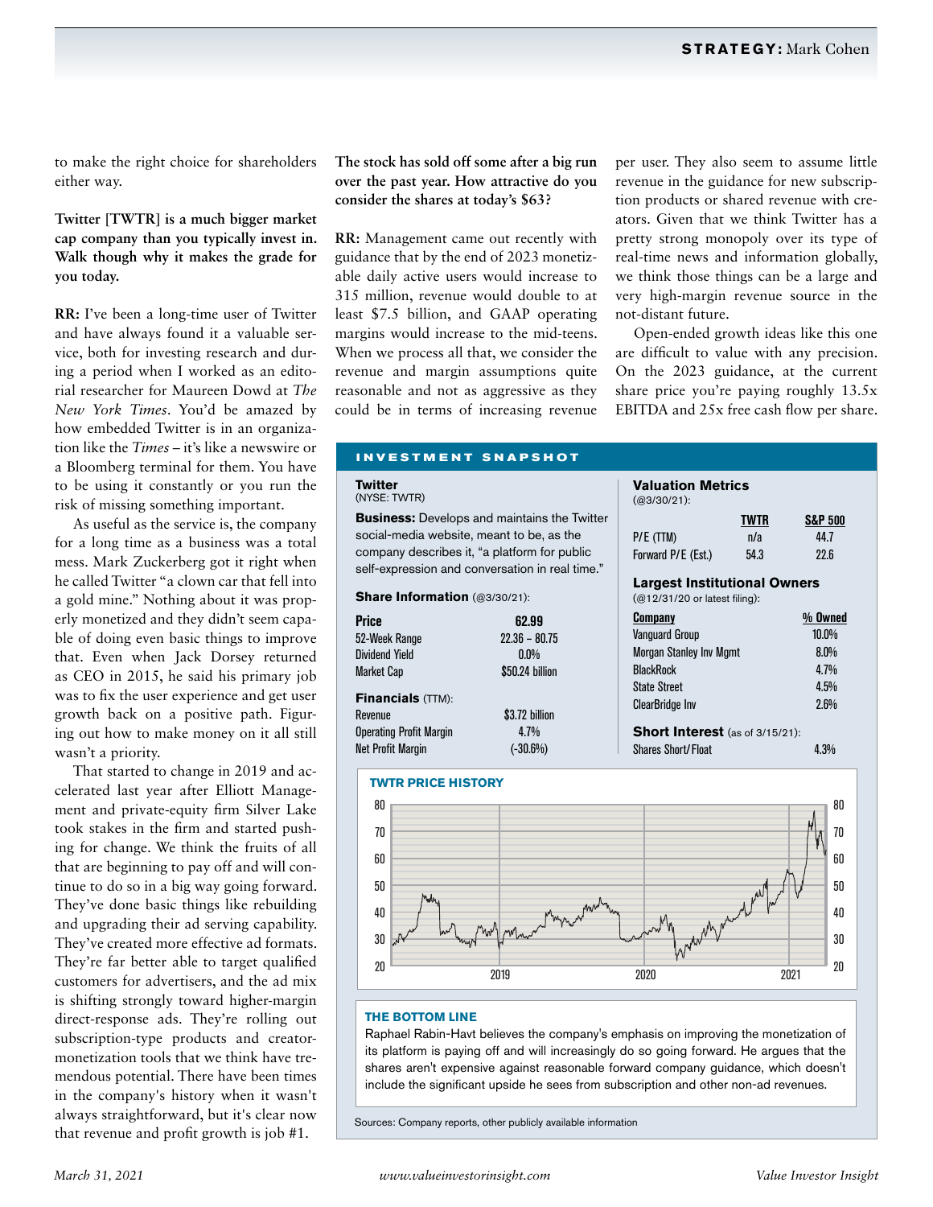to make the right choice for shareholders either way.

**Twitter [TWTR] is a much bigger market cap company than you typically invest in. Walk though why it makes the grade for you today.**

**RR:** I've been a long-time user of Twitter and have always found it a valuable service, both for investing research and during a period when I worked as an editorial researcher for Maureen Dowd at *The New York Times*. You'd be amazed by how embedded Twitter is in an organization like the *Times* – it's like a newswire or a Bloomberg terminal for them. You have to be using it constantly or you run the risk of missing something important.

As useful as the service is, the company for a long time as a business was a total mess. Mark Zuckerberg got it right when he called Twitter "a clown car that fell into a gold mine." Nothing about it was properly monetized and they didn't seem capable of doing even basic things to improve that. Even when Jack Dorsey returned as CEO in 2015, he said his primary job was to fix the user experience and get user growth back on a positive path. Figuring out how to make money on it all still wasn't a priority.

That started to change in 2019 and accelerated last year after Elliott Management and private-equity firm Silver Lake took stakes in the firm and started pushing for change. We think the fruits of all that are beginning to pay off and will continue to do so in a big way going forward. They've done basic things like rebuilding and upgrading their ad serving capability. They've created more effective ad formats. They're far better able to target qualified customers for advertisers, and the ad mix is shifting strongly toward higher-margin direct-response ads. They're rolling out subscription-type products and creator-monetization tools that we think have tremendous potential. There have been times in the company's history when it wasn't always straightforward, but it's clear now that revenue and profit growth is job #1.

**The stock has sold off some after a big run over the past year. How attractive do you consider the shares at today's $63?**

**RR:** Management came out recently with guidance that by the end of 2023 monetizable daily active users would increase to 315 million, revenue would double to at least $7.5 billion, and GAAP operating margins would increase to the mid-teens. When we process all that, we consider the revenue and margin assumptions quite reasonable and not as aggressive as they could be in terms of increasing revenue per user. They also seem to assume little revenue in the guidance for new subscription products or shared revenue with creators. Given that we think Twitter has a pretty strong monopoly over its type of real-time news and information globally, we think those things can be a large and very high-margin revenue source in the not-distant future.

Open-ended growth ideas like this one are difficult to value with any precision. On the 2023 guidance, at the current share price you're paying roughly 13.5x EBITDA and 25x free cash flow per share.

## INVESTMENT SNAPSHOT

**Twitter**
(NYSE: TWTR)

**Business:** Develops and maintains the Twitter social-media website, meant to be, as the company describes it, "a platform for public self-expression and conversation in real time."

**Share Information** (@3/30/21):

| | |
|---|---|
| **Price** | **62.99** |
| 52-Week Range | 22.36 – 80.75 |
| Dividend Yield | 0.0% |
| Market Cap | $50.24 billion |

**Financials** (TTM):

| | |
|---|---|
| Revenue | $3.72 billion |
| Operating Profit Margin | 4.7% |
| Net Profit Margin | (-30.6%) |

**Valuation Metrics**
(@3/30/21):

| | TWTR | S&P 500 |
|---|---|---|
| P/E (TTM) | n/a | 44.7 |
| Forward P/E (Est.) | 54.3 | 22.6 |

**Largest Institutional Owners**
(@12/31/20 or latest filing):

| Company | % Owned |
|---|---|
| Vanguard Group | 10.0% |
| Morgan Stanley Inv Mgmt | 8.0% |
| BlackRock | 4.7% |
| State Street | 4.5% |
| ClearBridge Inv | 2.6% |

**Short Interest** (as of 3/15/21):

| | |
|---|---|
| Shares Short/Float | 4.3% |

**TWTR PRICE HISTORY**

**THE BOTTOM LINE**

Raphael Rabin-Havt believes the company's emphasis on improving the monetization of its platform is paying off and will increasingly do so going forward. He argues that the shares aren't expensive against reasonable forward company guidance, which doesn't include the significant upside he sees from subscription and other non-ad revenues.

Sources: Company reports, other publicly available information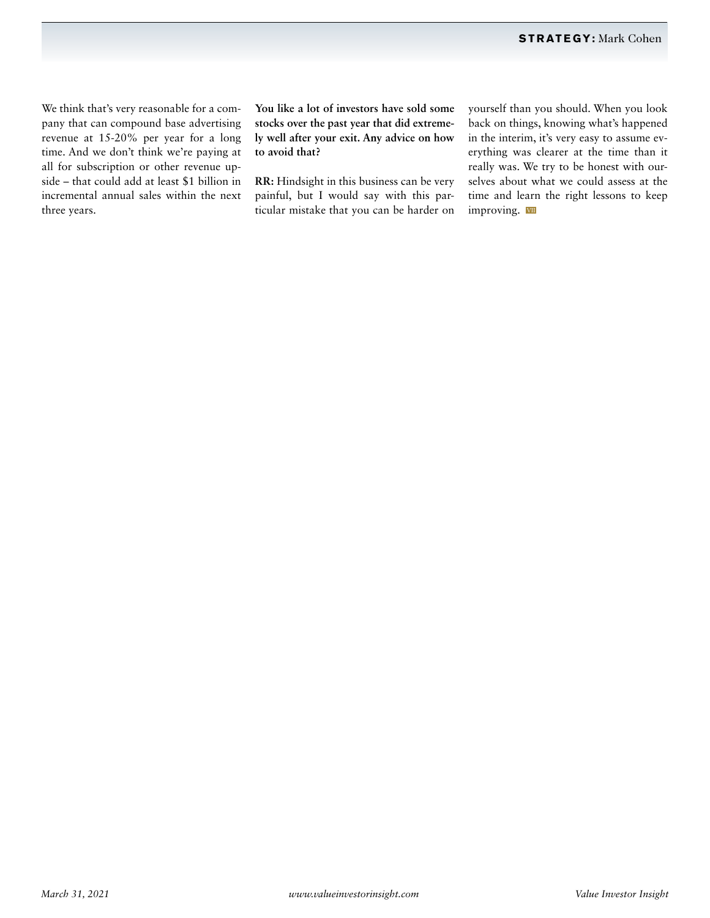We think that's very reasonable for a company that can compound base advertising revenue at 15-20% per year for a long time. And we don't think we're paying at all for subscription or other revenue upside – that could add at least $1 billion in incremental annual sales within the next three years.

**You like a lot of investors have sold some stocks over the past year that did extremely well after your exit. Any advice on how to avoid that?**

**RR:** Hindsight in this business can be very painful, but I would say with this particular mistake that you can be harder on yourself than you should. When you look back on things, knowing what's happened in the interim, it's very easy to assume everything was clearer at the time than it really was. We try to be honest with ourselves about what we could assess at the time and learn the right lessons to keep improving. VII